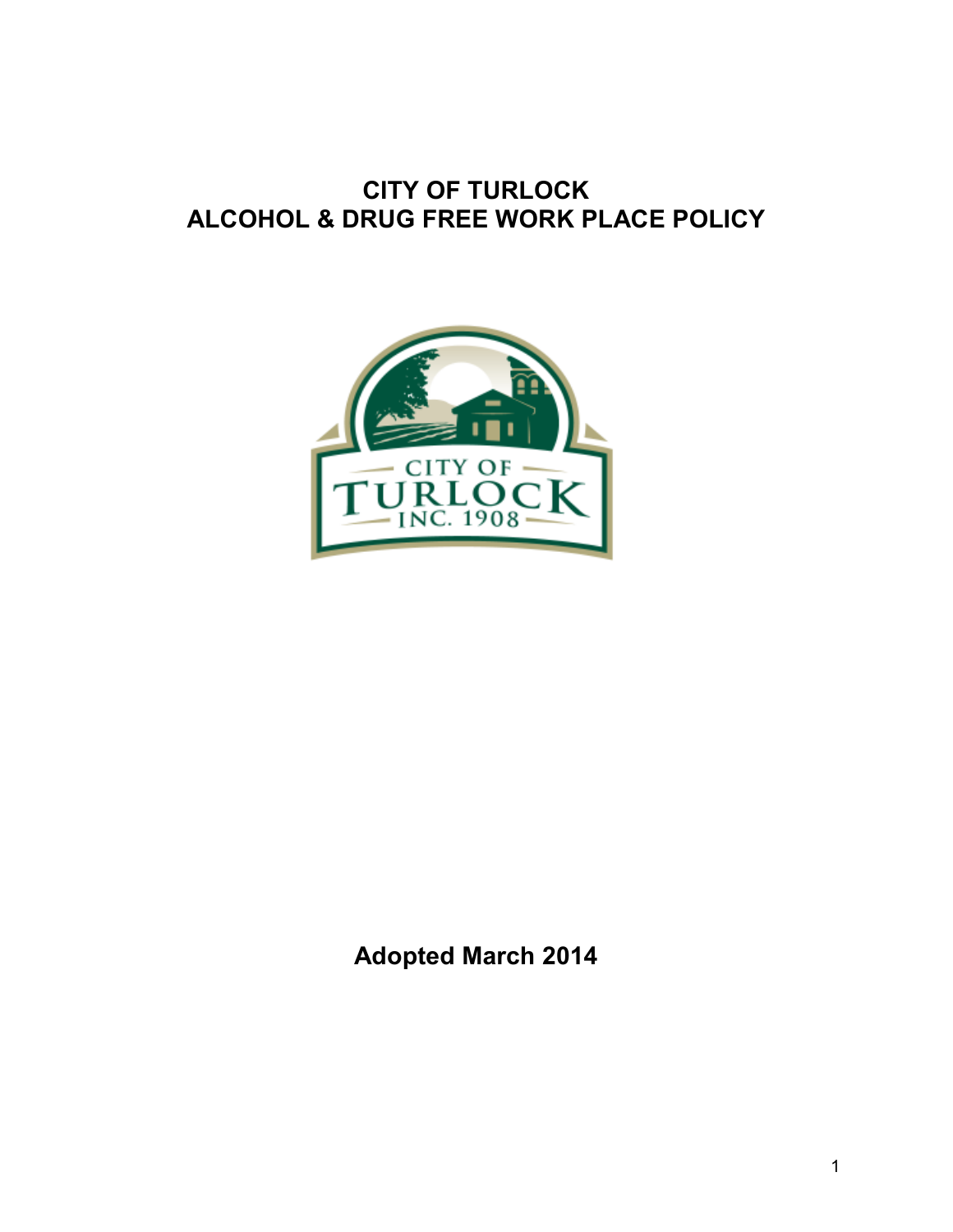# CITY OF TURLOCK
# ALCOHOL & DRUG FREE WORK PLACE POLICY

**Adopted March 2014**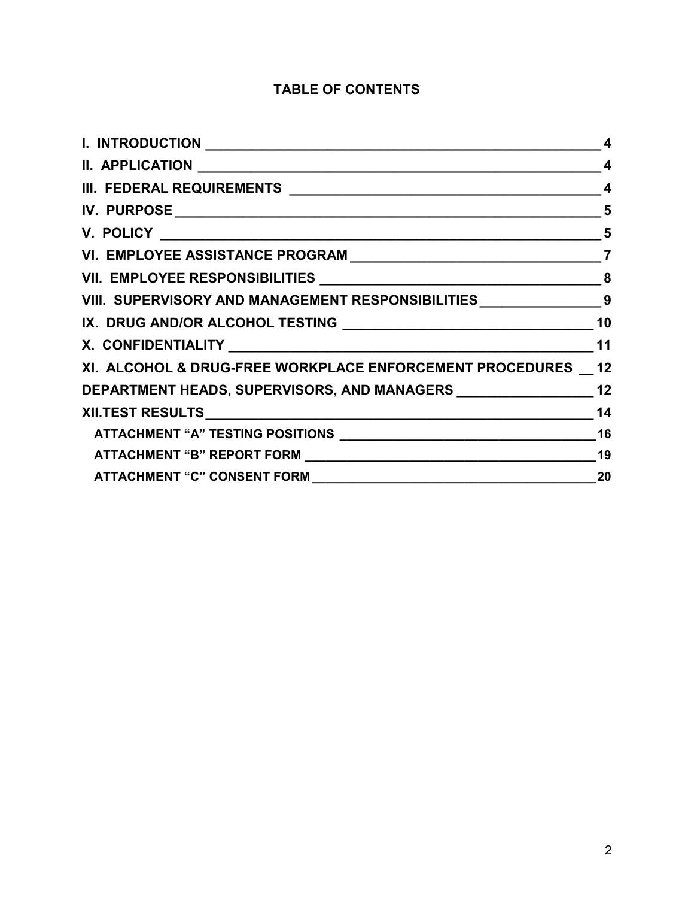# TABLE OF CONTENTS

| | |
|---|---|
| **I. INTRODUCTION** | **4** |
| **II. APPLICATION** | **4** |
| **III. FEDERAL REQUIREMENTS** | **4** |
| **IV. PURPOSE** | **5** |
| **V. POLICY** | **5** |
| **VI. EMPLOYEE ASSISTANCE PROGRAM** | **7** |
| **VII. EMPLOYEE RESPONSIBILITIES** | **8** |
| **VIII. SUPERVISORY AND MANAGEMENT RESPONSIBILITIES** | **9** |
| **IX. DRUG AND/OR ALCOHOL TESTING** | **10** |
| **X. CONFIDENTIALITY** | **11** |
| **XI. ALCOHOL & DRUG-FREE WORKPLACE ENFORCEMENT PROCEDURES** | **12** |
| **DEPARTMENT HEADS, SUPERVISORS, AND MANAGERS** | **12** |
| **XII.TEST RESULTS** | **14** |
| **ATTACHMENT "A" TESTING POSITIONS** | **16** |
| **ATTACHMENT "B" REPORT FORM** | **19** |
| **ATTACHMENT "C" CONSENT FORM** | **20** |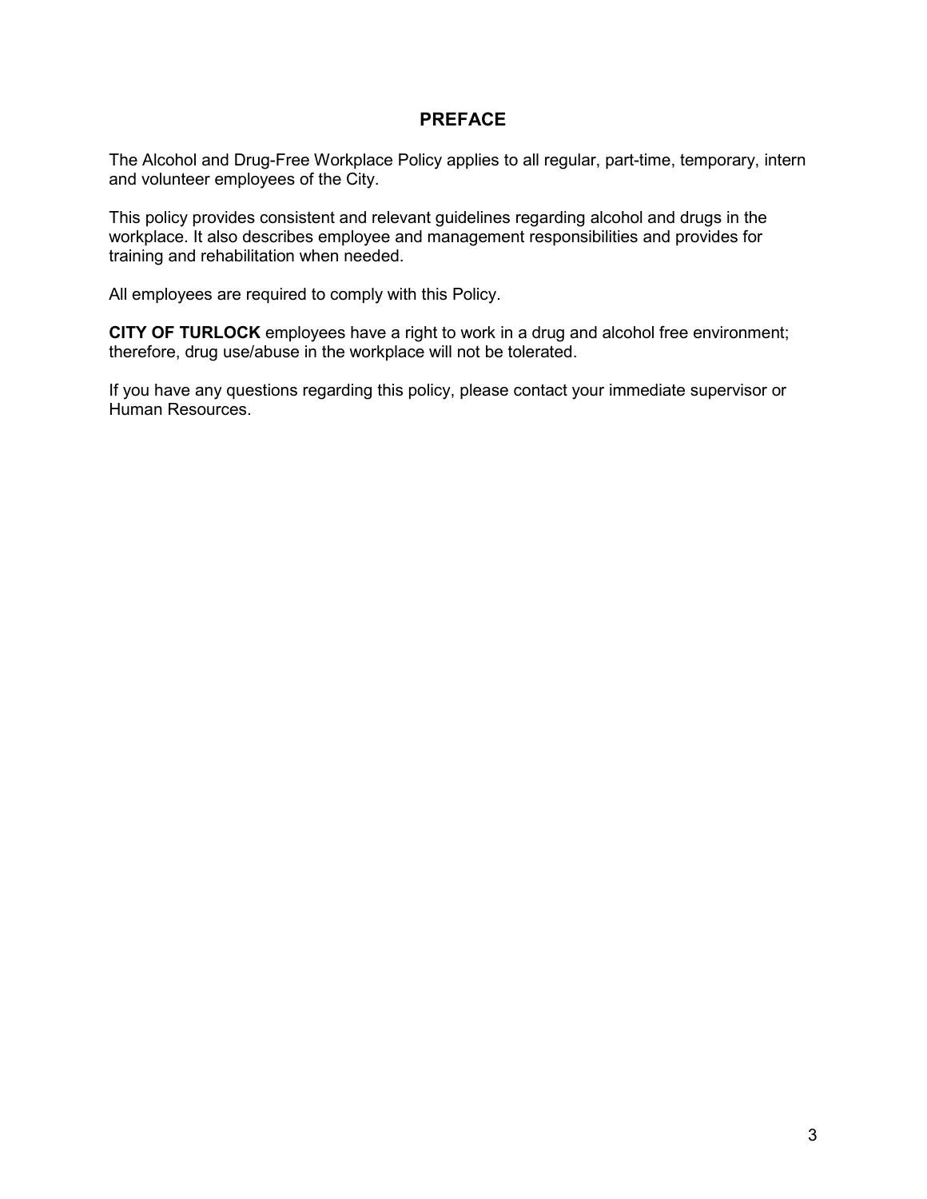# PREFACE

The Alcohol and Drug-Free Workplace Policy applies to all regular, part-time, temporary, intern and volunteer employees of the City.

This policy provides consistent and relevant guidelines regarding alcohol and drugs in the workplace. It also describes employee and management responsibilities and provides for training and rehabilitation when needed.

All employees are required to comply with this Policy.

**CITY OF TURLOCK** employees have a right to work in a drug and alcohol free environment; therefore, drug use/abuse in the workplace will not be tolerated.

If you have any questions regarding this policy, please contact your immediate supervisor or Human Resources.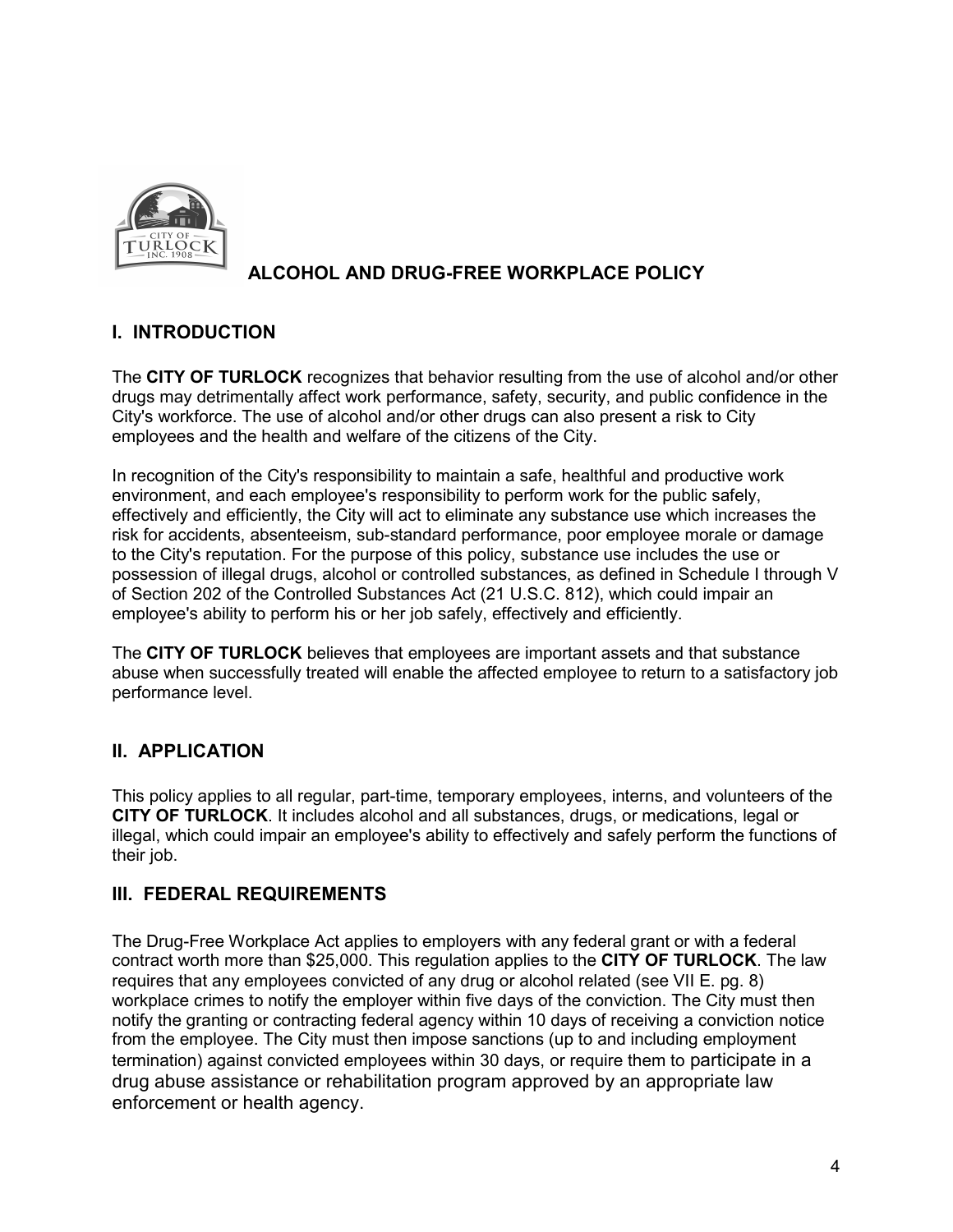# ALCOHOL AND DRUG-FREE WORKPLACE POLICY

## I. INTRODUCTION

The **CITY OF TURLOCK** recognizes that behavior resulting from the use of alcohol and/or other drugs may detrimentally affect work performance, safety, security, and public confidence in the City's workforce. The use of alcohol and/or other drugs can also present a risk to City employees and the health and welfare of the citizens of the City.

In recognition of the City's responsibility to maintain a safe, healthful and productive work environment, and each employee's responsibility to perform work for the public safely, effectively and efficiently, the City will act to eliminate any substance use which increases the risk for accidents, absenteeism, sub-standard performance, poor employee morale or damage to the City's reputation. For the purpose of this policy, substance use includes the use or possession of illegal drugs, alcohol or controlled substances, as defined in Schedule I through V of Section 202 of the Controlled Substances Act (21 U.S.C. 812), which could impair an employee's ability to perform his or her job safely, effectively and efficiently.

The **CITY OF TURLOCK** believes that employees are important assets and that substance abuse when successfully treated will enable the affected employee to return to a satisfactory job performance level.

## II. APPLICATION

This policy applies to all regular, part-time, temporary employees, interns, and volunteers of the **CITY OF TURLOCK**. It includes alcohol and all substances, drugs, or medications, legal or illegal, which could impair an employee's ability to effectively and safely perform the functions of their job.

## III. FEDERAL REQUIREMENTS

The Drug-Free Workplace Act applies to employers with any federal grant or with a federal contract worth more than $25,000. This regulation applies to the **CITY OF TURLOCK**. The law requires that any employees convicted of any drug or alcohol related (see VII E. pg. 8) workplace crimes to notify the employer within five days of the conviction. The City must then notify the granting or contracting federal agency within 10 days of receiving a conviction notice from the employee. The City must then impose sanctions (up to and including employment termination) against convicted employees within 30 days, or require them to participate in a drug abuse assistance or rehabilitation program approved by an appropriate law enforcement or health agency.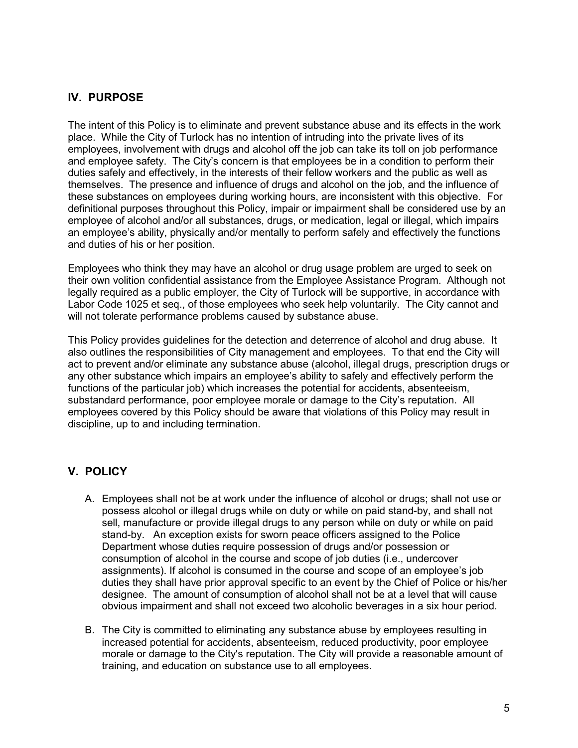## IV. PURPOSE

The intent of this Policy is to eliminate and prevent substance abuse and its effects in the work place. While the City of Turlock has no intention of intruding into the private lives of its employees, involvement with drugs and alcohol off the job can take its toll on job performance and employee safety. The City's concern is that employees be in a condition to perform their duties safely and effectively, in the interests of their fellow workers and the public as well as themselves. The presence and influence of drugs and alcohol on the job, and the influence of these substances on employees during working hours, are inconsistent with this objective. For definitional purposes throughout this Policy, impair or impairment shall be considered use by an employee of alcohol and/or all substances, drugs, or medication, legal or illegal, which impairs an employee's ability, physically and/or mentally to perform safely and effectively the functions and duties of his or her position.

Employees who think they may have an alcohol or drug usage problem are urged to seek on their own volition confidential assistance from the Employee Assistance Program. Although not legally required as a public employer, the City of Turlock will be supportive, in accordance with Labor Code 1025 et seq., of those employees who seek help voluntarily. The City cannot and will not tolerate performance problems caused by substance abuse.

This Policy provides guidelines for the detection and deterrence of alcohol and drug abuse. It also outlines the responsibilities of City management and employees. To that end the City will act to prevent and/or eliminate any substance abuse (alcohol, illegal drugs, prescription drugs or any other substance which impairs an employee's ability to safely and effectively perform the functions of the particular job) which increases the potential for accidents, absenteeism, substandard performance, poor employee morale or damage to the City's reputation. All employees covered by this Policy should be aware that violations of this Policy may result in discipline, up to and including termination.

## V. POLICY

A. Employees shall not be at work under the influence of alcohol or drugs; shall not use or possess alcohol or illegal drugs while on duty or while on paid stand-by, and shall not sell, manufacture or provide illegal drugs to any person while on duty or while on paid stand-by. An exception exists for sworn peace officers assigned to the Police Department whose duties require possession of drugs and/or possession or consumption of alcohol in the course and scope of job duties (i.e., undercover assignments). If alcohol is consumed in the course and scope of an employee's job duties they shall have prior approval specific to an event by the Chief of Police or his/her designee. The amount of consumption of alcohol shall not be at a level that will cause obvious impairment and shall not exceed two alcoholic beverages in a six hour period.

B. The City is committed to eliminating any substance abuse by employees resulting in increased potential for accidents, absenteeism, reduced productivity, poor employee morale or damage to the City's reputation. The City will provide a reasonable amount of training, and education on substance use to all employees.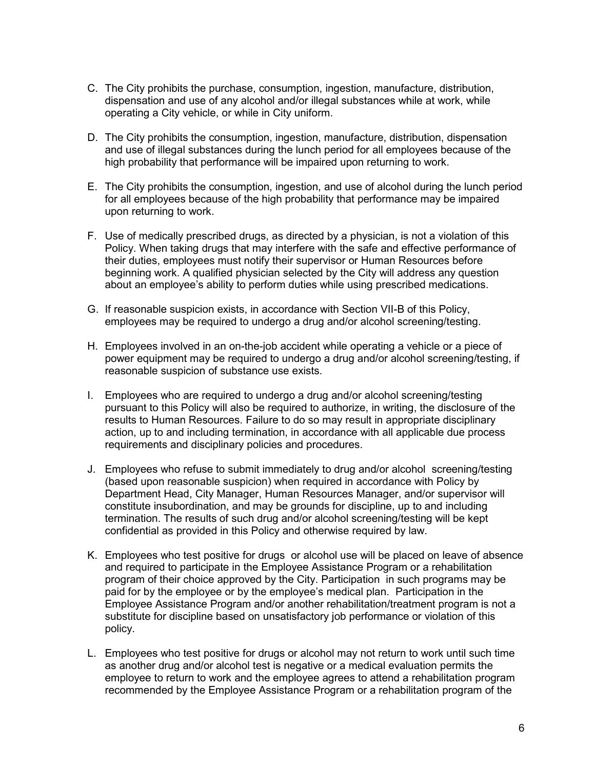C. The City prohibits the purchase, consumption, ingestion, manufacture, distribution, dispensation and use of any alcohol and/or illegal substances while at work, while operating a City vehicle, or while in City uniform.

D. The City prohibits the consumption, ingestion, manufacture, distribution, dispensation and use of illegal substances during the lunch period for all employees because of the high probability that performance will be impaired upon returning to work.

E. The City prohibits the consumption, ingestion, and use of alcohol during the lunch period for all employees because of the high probability that performance may be impaired upon returning to work.

F. Use of medically prescribed drugs, as directed by a physician, is not a violation of this Policy. When taking drugs that may interfere with the safe and effective performance of their duties, employees must notify their supervisor or Human Resources before beginning work. A qualified physician selected by the City will address any question about an employee's ability to perform duties while using prescribed medications.

G. If reasonable suspicion exists, in accordance with Section VII-B of this Policy, employees may be required to undergo a drug and/or alcohol screening/testing.

H. Employees involved in an on-the-job accident while operating a vehicle or a piece of power equipment may be required to undergo a drug and/or alcohol screening/testing, if reasonable suspicion of substance use exists.

I. Employees who are required to undergo a drug and/or alcohol screening/testing pursuant to this Policy will also be required to authorize, in writing, the disclosure of the results to Human Resources. Failure to do so may result in appropriate disciplinary action, up to and including termination, in accordance with all applicable due process requirements and disciplinary policies and procedures.

J. Employees who refuse to submit immediately to drug and/or alcohol screening/testing (based upon reasonable suspicion) when required in accordance with Policy by Department Head, City Manager, Human Resources Manager, and/or supervisor will constitute insubordination, and may be grounds for discipline, up to and including termination. The results of such drug and/or alcohol screening/testing will be kept confidential as provided in this Policy and otherwise required by law.

K. Employees who test positive for drugs or alcohol use will be placed on leave of absence and required to participate in the Employee Assistance Program or a rehabilitation program of their choice approved by the City. Participation in such programs may be paid for by the employee or by the employee's medical plan. Participation in the Employee Assistance Program and/or another rehabilitation/treatment program is not a substitute for discipline based on unsatisfactory job performance or violation of this policy.

L. Employees who test positive for drugs or alcohol may not return to work until such time as another drug and/or alcohol test is negative or a medical evaluation permits the employee to return to work and the employee agrees to attend a rehabilitation program recommended by the Employee Assistance Program or a rehabilitation program of the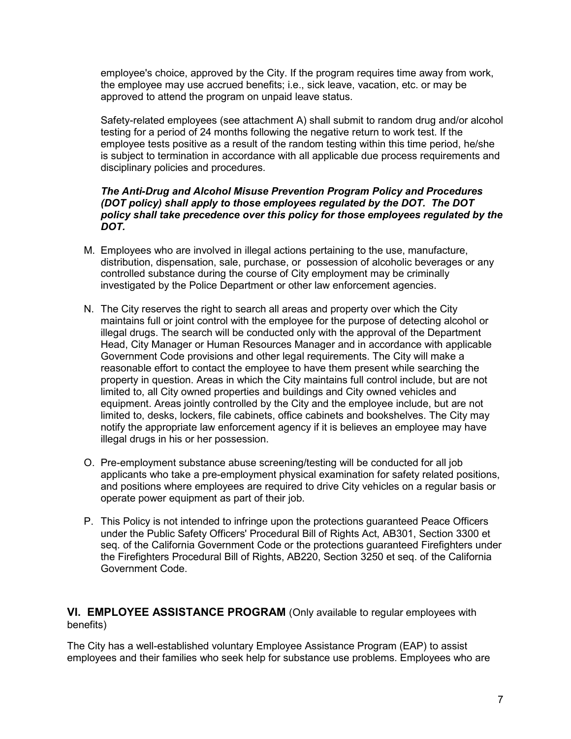employee's choice, approved by the City. If the program requires time away from work, the employee may use accrued benefits; i.e., sick leave, vacation, etc. or may be approved to attend the program on unpaid leave status.

Safety-related employees (see attachment A) shall submit to random drug and/or alcohol testing for a period of 24 months following the negative return to work test. If the employee tests positive as a result of the random testing within this time period, he/she is subject to termination in accordance with all applicable due process requirements and disciplinary policies and procedures.

***The Anti-Drug and Alcohol Misuse Prevention Program Policy and Procedures (DOT policy) shall apply to those employees regulated by the DOT. The DOT policy shall take precedence over this policy for those employees regulated by the DOT.***

M. Employees who are involved in illegal actions pertaining to the use, manufacture, distribution, dispensation, sale, purchase, or possession of alcoholic beverages or any controlled substance during the course of City employment may be criminally investigated by the Police Department or other law enforcement agencies.

N. The City reserves the right to search all areas and property over which the City maintains full or joint control with the employee for the purpose of detecting alcohol or illegal drugs. The search will be conducted only with the approval of the Department Head, City Manager or Human Resources Manager and in accordance with applicable Government Code provisions and other legal requirements. The City will make a reasonable effort to contact the employee to have them present while searching the property in question. Areas in which the City maintains full control include, but are not limited to, all City owned properties and buildings and City owned vehicles and equipment. Areas jointly controlled by the City and the employee include, but are not limited to, desks, lockers, file cabinets, office cabinets and bookshelves. The City may notify the appropriate law enforcement agency if it is believes an employee may have illegal drugs in his or her possession.

O. Pre-employment substance abuse screening/testing will be conducted for all job applicants who take a pre-employment physical examination for safety related positions, and positions where employees are required to drive City vehicles on a regular basis or operate power equipment as part of their job.

P. This Policy is not intended to infringe upon the protections guaranteed Peace Officers under the Public Safety Officers' Procedural Bill of Rights Act, AB301, Section 3300 et seq. of the California Government Code or the protections guaranteed Firefighters under the Firefighters Procedural Bill of Rights, AB220, Section 3250 et seq. of the California Government Code.

## VI. EMPLOYEE ASSISTANCE PROGRAM (Only available to regular employees with benefits)

The City has a well-established voluntary Employee Assistance Program (EAP) to assist employees and their families who seek help for substance use problems. Employees who are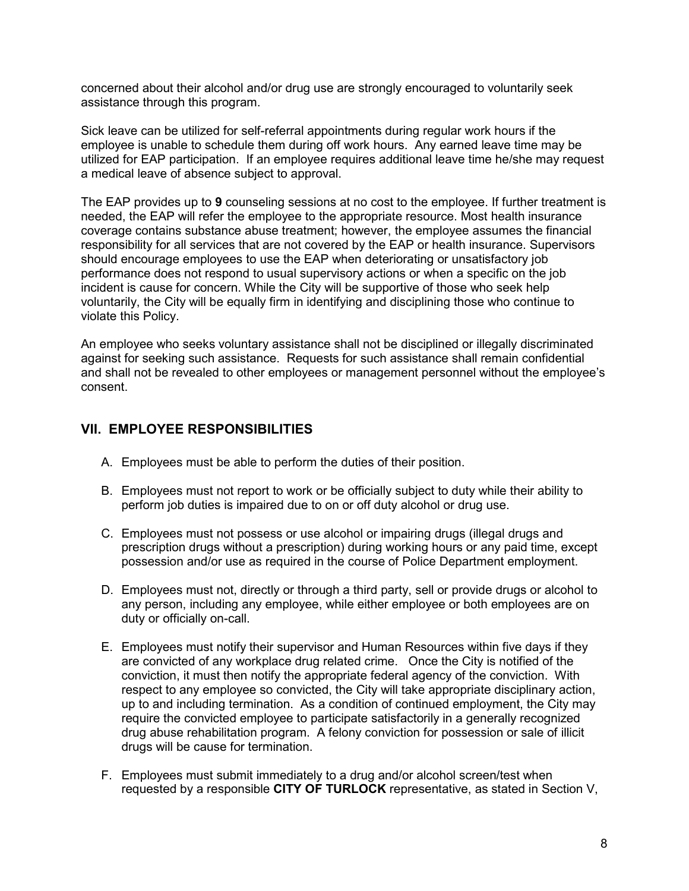concerned about their alcohol and/or drug use are strongly encouraged to voluntarily seek assistance through this program.

Sick leave can be utilized for self-referral appointments during regular work hours if the employee is unable to schedule them during off work hours. Any earned leave time may be utilized for EAP participation. If an employee requires additional leave time he/she may request a medical leave of absence subject to approval.

The EAP provides up to **9** counseling sessions at no cost to the employee. If further treatment is needed, the EAP will refer the employee to the appropriate resource. Most health insurance coverage contains substance abuse treatment; however, the employee assumes the financial responsibility for all services that are not covered by the EAP or health insurance. Supervisors should encourage employees to use the EAP when deteriorating or unsatisfactory job performance does not respond to usual supervisory actions or when a specific on the job incident is cause for concern. While the City will be supportive of those who seek help voluntarily, the City will be equally firm in identifying and disciplining those who continue to violate this Policy.

An employee who seeks voluntary assistance shall not be disciplined or illegally discriminated against for seeking such assistance. Requests for such assistance shall remain confidential and shall not be revealed to other employees or management personnel without the employee's consent.

## VII. EMPLOYEE RESPONSIBILITIES

A. Employees must be able to perform the duties of their position.

B. Employees must not report to work or be officially subject to duty while their ability to perform job duties is impaired due to on or off duty alcohol or drug use.

C. Employees must not possess or use alcohol or impairing drugs (illegal drugs and prescription drugs without a prescription) during working hours or any paid time, except possession and/or use as required in the course of Police Department employment.

D. Employees must not, directly or through a third party, sell or provide drugs or alcohol to any person, including any employee, while either employee or both employees are on duty or officially on-call.

E. Employees must notify their supervisor and Human Resources within five days if they are convicted of any workplace drug related crime. Once the City is notified of the conviction, it must then notify the appropriate federal agency of the conviction. With respect to any employee so convicted, the City will take appropriate disciplinary action, up to and including termination. As a condition of continued employment, the City may require the convicted employee to participate satisfactorily in a generally recognized drug abuse rehabilitation program. A felony conviction for possession or sale of illicit drugs will be cause for termination.

F. Employees must submit immediately to a drug and/or alcohol screen/test when requested by a responsible **CITY OF TURLOCK** representative, as stated in Section V,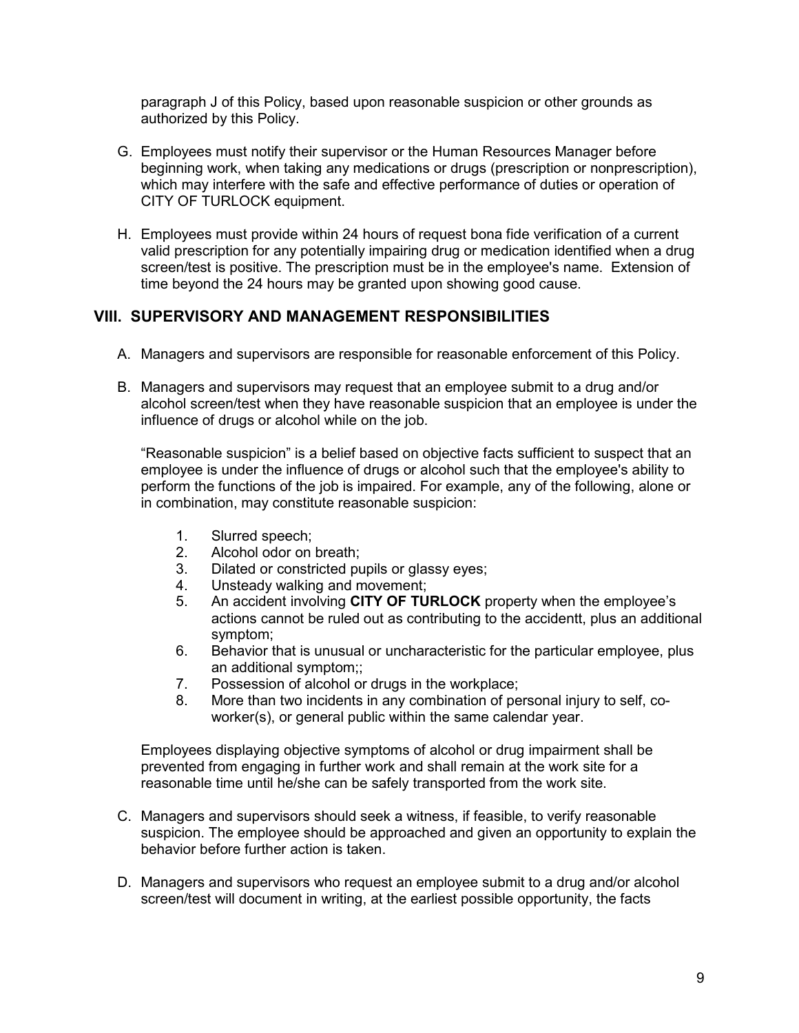paragraph J of this Policy, based upon reasonable suspicion or other grounds as authorized by this Policy.

G. Employees must notify their supervisor or the Human Resources Manager before beginning work, when taking any medications or drugs (prescription or nonprescription), which may interfere with the safe and effective performance of duties or operation of CITY OF TURLOCK equipment.

H. Employees must provide within 24 hours of request bona fide verification of a current valid prescription for any potentially impairing drug or medication identified when a drug screen/test is positive. The prescription must be in the employee's name. Extension of time beyond the 24 hours may be granted upon showing good cause.

## VIII. SUPERVISORY AND MANAGEMENT RESPONSIBILITIES

A. Managers and supervisors are responsible for reasonable enforcement of this Policy.

B. Managers and supervisors may request that an employee submit to a drug and/or alcohol screen/test when they have reasonable suspicion that an employee is under the influence of drugs or alcohol while on the job.

   "Reasonable suspicion" is a belief based on objective facts sufficient to suspect that an employee is under the influence of drugs or alcohol such that the employee's ability to perform the functions of the job is impaired. For example, any of the following, alone or in combination, may constitute reasonable suspicion:

   1. Slurred speech;
   2. Alcohol odor on breath;
   3. Dilated or constricted pupils or glassy eyes;
   4. Unsteady walking and movement;
   5. An accident involving **CITY OF TURLOCK** property when the employee's actions cannot be ruled out as contributing to the accidentt, plus an additional symptom;
   6. Behavior that is unusual or uncharacteristic for the particular employee, plus an additional symptom;;
   7. Possession of alcohol or drugs in the workplace;
   8. More than two incidents in any combination of personal injury to self, co-worker(s), or general public within the same calendar year.

   Employees displaying objective symptoms of alcohol or drug impairment shall be prevented from engaging in further work and shall remain at the work site for a reasonable time until he/she can be safely transported from the work site.

C. Managers and supervisors should seek a witness, if feasible, to verify reasonable suspicion. The employee should be approached and given an opportunity to explain the behavior before further action is taken.

D. Managers and supervisors who request an employee submit to a drug and/or alcohol screen/test will document in writing, at the earliest possible opportunity, the facts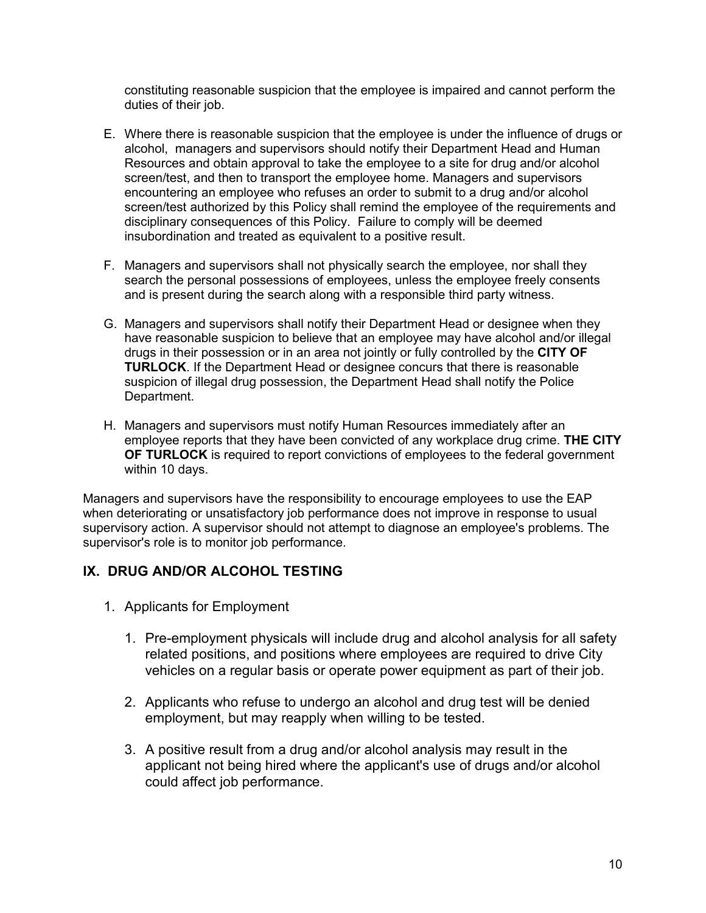constituting reasonable suspicion that the employee is impaired and cannot perform the duties of their job.

E. Where there is reasonable suspicion that the employee is under the influence of drugs or alcohol, managers and supervisors should notify their Department Head and Human Resources and obtain approval to take the employee to a site for drug and/or alcohol screen/test, and then to transport the employee home. Managers and supervisors encountering an employee who refuses an order to submit to a drug and/or alcohol screen/test authorized by this Policy shall remind the employee of the requirements and disciplinary consequences of this Policy. Failure to comply will be deemed insubordination and treated as equivalent to a positive result.

F. Managers and supervisors shall not physically search the employee, nor shall they search the personal possessions of employees, unless the employee freely consents and is present during the search along with a responsible third party witness.

G. Managers and supervisors shall notify their Department Head or designee when they have reasonable suspicion to believe that an employee may have alcohol and/or illegal drugs in their possession or in an area not jointly or fully controlled by the **CITY OF TURLOCK**. If the Department Head or designee concurs that there is reasonable suspicion of illegal drug possession, the Department Head shall notify the Police Department.

H. Managers and supervisors must notify Human Resources immediately after an employee reports that they have been convicted of any workplace drug crime. **THE CITY OF TURLOCK** is required to report convictions of employees to the federal government within 10 days.

Managers and supervisors have the responsibility to encourage employees to use the EAP when deteriorating or unsatisfactory job performance does not improve in response to usual supervisory action. A supervisor should not attempt to diagnose an employee's problems. The supervisor's role is to monitor job performance.

## IX. DRUG AND/OR ALCOHOL TESTING

1. Applicants for Employment

    1. Pre-employment physicals will include drug and alcohol analysis for all safety related positions, and positions where employees are required to drive City vehicles on a regular basis or operate power equipment as part of their job.

    2. Applicants who refuse to undergo an alcohol and drug test will be denied employment, but may reapply when willing to be tested.

    3. A positive result from a drug and/or alcohol analysis may result in the applicant not being hired where the applicant's use of drugs and/or alcohol could affect job performance.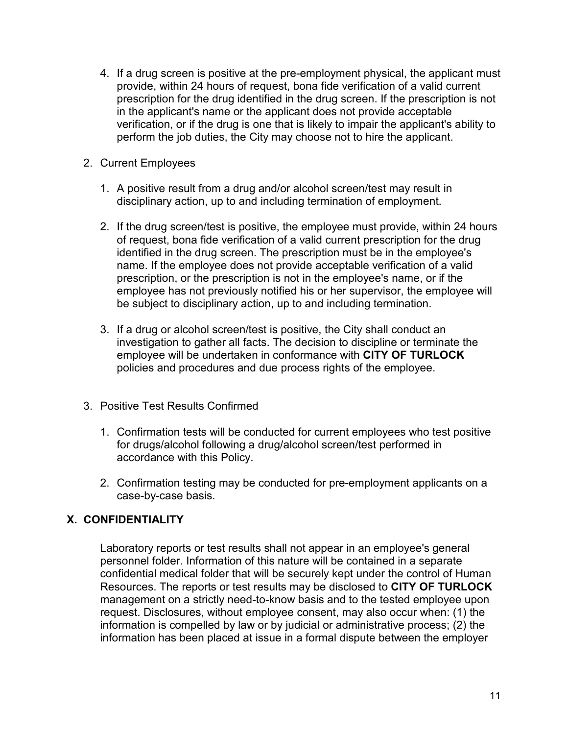4. If a drug screen is positive at the pre-employment physical, the applicant must provide, within 24 hours of request, bona fide verification of a valid current prescription for the drug identified in the drug screen. If the prescription is not in the applicant's name or the applicant does not provide acceptable verification, or if the drug is one that is likely to impair the applicant's ability to perform the job duties, the City may choose not to hire the applicant.

2. Current Employees

   1. A positive result from a drug and/or alcohol screen/test may result in disciplinary action, up to and including termination of employment.

   2. If the drug screen/test is positive, the employee must provide, within 24 hours of request, bona fide verification of a valid current prescription for the drug identified in the drug screen. The prescription must be in the employee's name. If the employee does not provide acceptable verification of a valid prescription, or the prescription is not in the employee's name, or if the employee has not previously notified his or her supervisor, the employee will be subject to disciplinary action, up to and including termination.

   3. If a drug or alcohol screen/test is positive, the City shall conduct an investigation to gather all facts. The decision to discipline or terminate the employee will be undertaken in conformance with **CITY OF TURLOCK** policies and procedures and due process rights of the employee.

3. Positive Test Results Confirmed

   1. Confirmation tests will be conducted for current employees who test positive for drugs/alcohol following a drug/alcohol screen/test performed in accordance with this Policy.

   2. Confirmation testing may be conducted for pre-employment applicants on a case-by-case basis.

## X. CONFIDENTIALITY

Laboratory reports or test results shall not appear in an employee's general personnel folder. Information of this nature will be contained in a separate confidential medical folder that will be securely kept under the control of Human Resources. The reports or test results may be disclosed to **CITY OF TURLOCK** management on a strictly need-to-know basis and to the tested employee upon request. Disclosures, without employee consent, may also occur when: (1) the information is compelled by law or by judicial or administrative process; (2) the information has been placed at issue in a formal dispute between the employer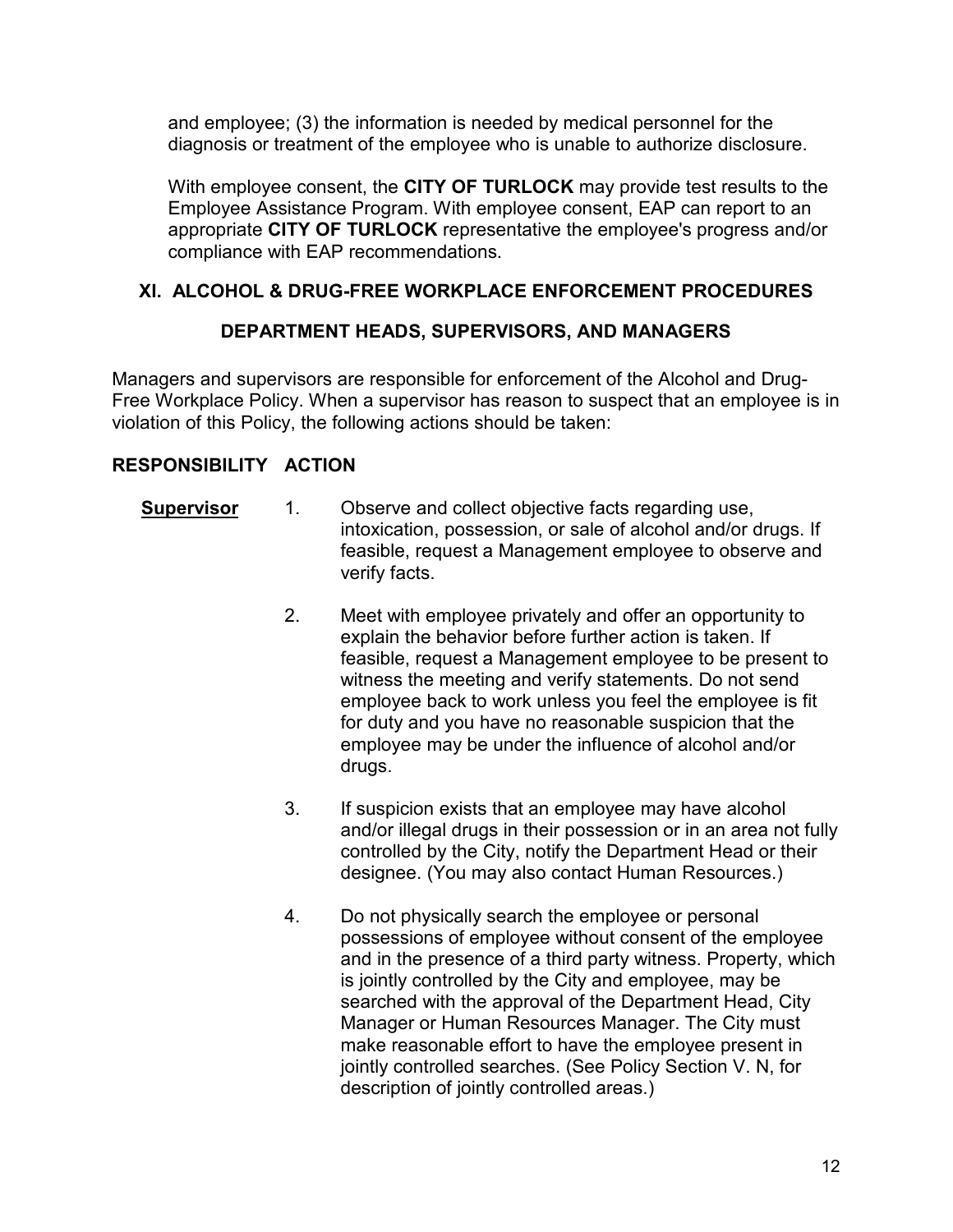and employee; (3) the information is needed by medical personnel for the diagnosis or treatment of the employee who is unable to authorize disclosure.

With employee consent, the **CITY OF TURLOCK** may provide test results to the Employee Assistance Program. With employee consent, EAP can report to an appropriate **CITY OF TURLOCK** representative the employee's progress and/or compliance with EAP recommendations.

## XI. ALCOHOL & DRUG-FREE WORKPLACE ENFORCEMENT PROCEDURES

### DEPARTMENT HEADS, SUPERVISORS, AND MANAGERS

Managers and supervisors are responsible for enforcement of the Alcohol and Drug-Free Workplace Policy. When a supervisor has reason to suspect that an employee is in violation of this Policy, the following actions should be taken:

| RESPONSIBILITY | ACTION |
|---|---|
| **Supervisor** | 1. Observe and collect objective facts regarding use, intoxication, possession, or sale of alcohol and/or drugs. If feasible, request a Management employee to observe and verify facts. |
| | 2. Meet with employee privately and offer an opportunity to explain the behavior before further action is taken. If feasible, request a Management employee to be present to witness the meeting and verify statements. Do not send employee back to work unless you feel the employee is fit for duty and you have no reasonable suspicion that the employee may be under the influence of alcohol and/or drugs. |
| | 3. If suspicion exists that an employee may have alcohol and/or illegal drugs in their possession or in an area not fully controlled by the City, notify the Department Head or their designee. (You may also contact Human Resources.) |
| | 4. Do not physically search the employee or personal possessions of employee without consent of the employee and in the presence of a third party witness. Property, which is jointly controlled by the City and employee, may be searched with the approval of the Department Head, City Manager or Human Resources Manager. The City must make reasonable effort to have the employee present in jointly controlled searches. (See Policy Section V. N, for description of jointly controlled areas.) |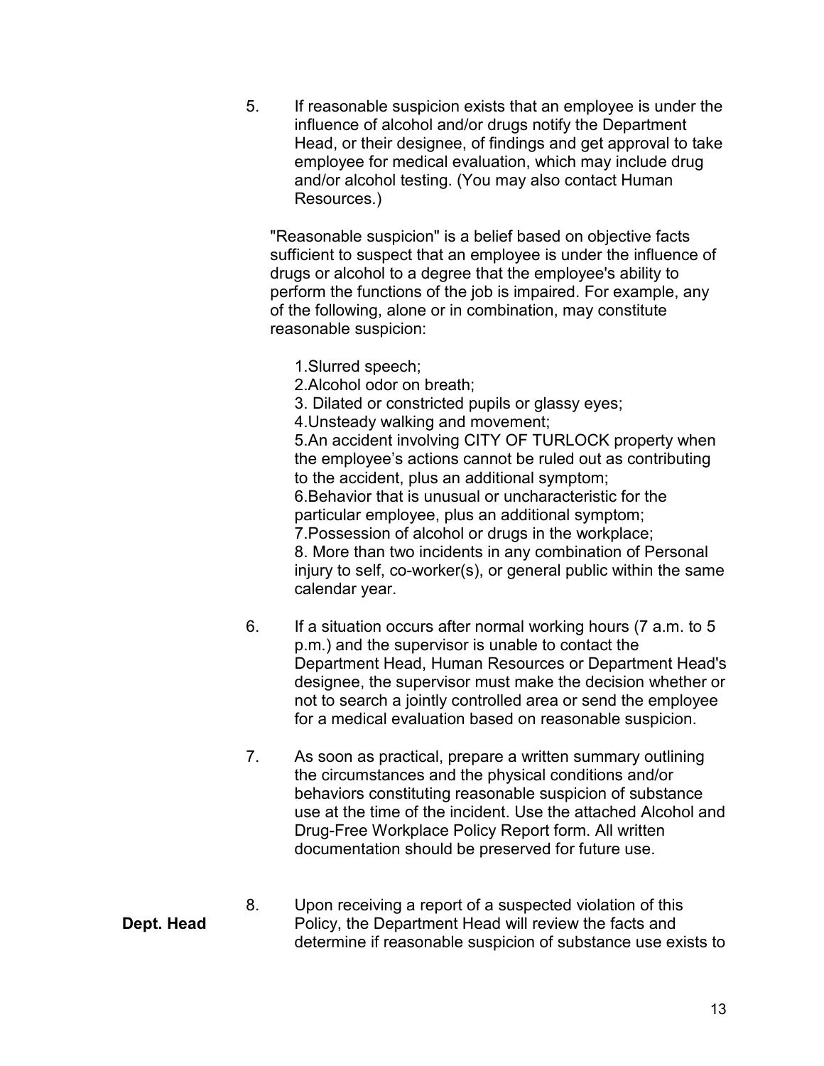5. If reasonable suspicion exists that an employee is under the influence of alcohol and/or drugs notify the Department Head, or their designee, of findings and get approval to take employee for medical evaluation, which may include drug and/or alcohol testing. (You may also contact Human Resources.)

   "Reasonable suspicion" is a belief based on objective facts sufficient to suspect that an employee is under the influence of drugs or alcohol to a degree that the employee's ability to perform the functions of the job is impaired. For example, any of the following, alone or in combination, may constitute reasonable suspicion:

   1. Slurred speech;
   2. Alcohol odor on breath;
   3. Dilated or constricted pupils or glassy eyes;
   4. Unsteady walking and movement;
   5. An accident involving CITY OF TURLOCK property when the employee's actions cannot be ruled out as contributing to the accident, plus an additional symptom;
   6. Behavior that is unusual or uncharacteristic for the particular employee, plus an additional symptom;
   7. Possession of alcohol or drugs in the workplace;
   8. More than two incidents in any combination of Personal injury to self, co-worker(s), or general public within the same calendar year.

6. If a situation occurs after normal working hours (7 a.m. to 5 p.m.) and the supervisor is unable to contact the Department Head, Human Resources or Department Head's designee, the supervisor must make the decision whether or not to search a jointly controlled area or send the employee for a medical evaluation based on reasonable suspicion.

7. As soon as practical, prepare a written summary outlining the circumstances and the physical conditions and/or behaviors constituting reasonable suspicion of substance use at the time of the incident. Use the attached Alcohol and Drug-Free Workplace Policy Report form. All written documentation should be preserved for future use.

**Dept. Head**

8. Upon receiving a report of a suspected violation of this Policy, the Department Head will review the facts and determine if reasonable suspicion of substance use exists to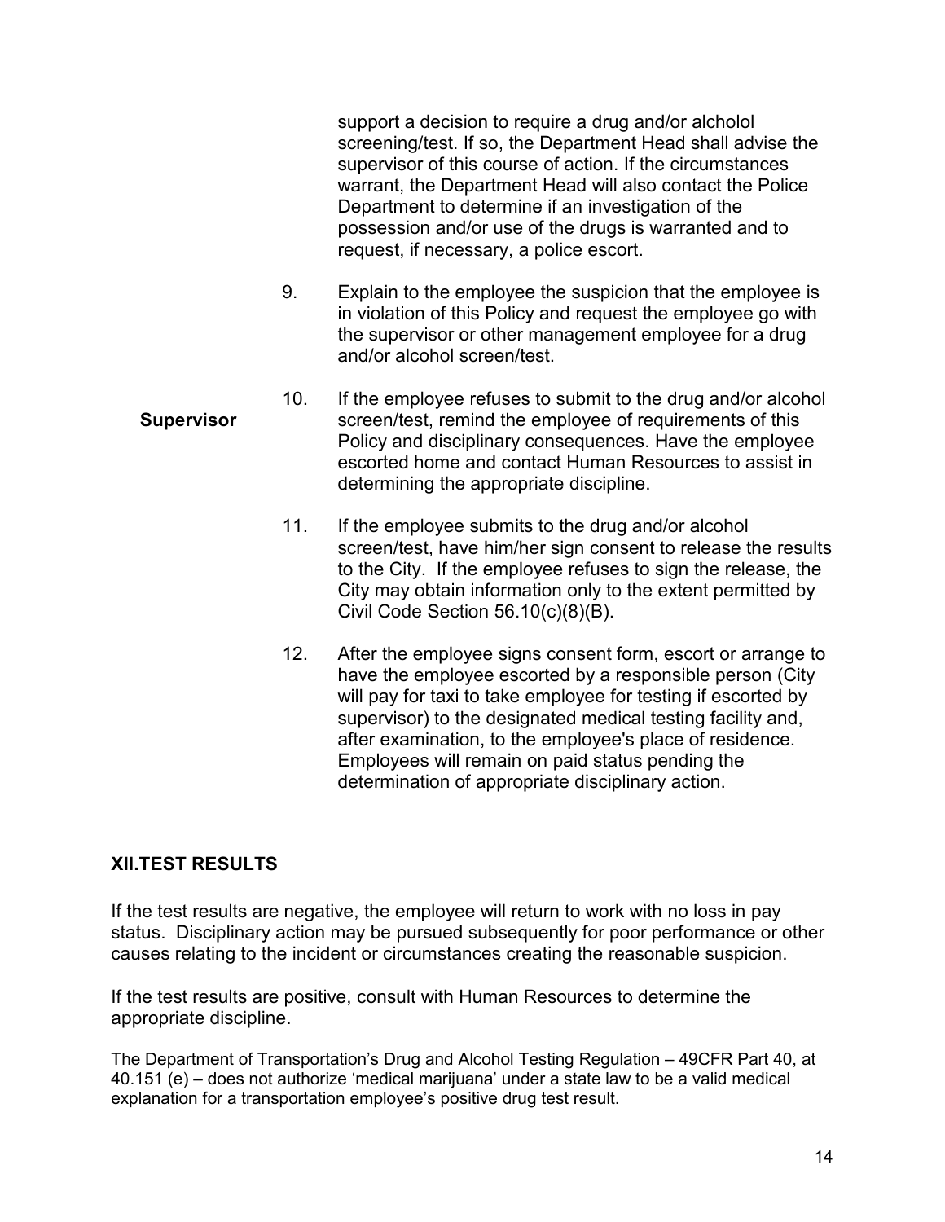support a decision to require a drug and/or alcholol screening/test. If so, the Department Head shall advise the supervisor of this course of action. If the circumstances warrant, the Department Head will also contact the Police Department to determine if an investigation of the possession and/or use of the drugs is warranted and to request, if necessary, a police escort.

9. Explain to the employee the suspicion that the employee is in violation of this Policy and request the employee go with the supervisor or other management employee for a drug and/or alcohol screen/test.

**Supervisor**

10. If the employee refuses to submit to the drug and/or alcohol screen/test, remind the employee of requirements of this Policy and disciplinary consequences. Have the employee escorted home and contact Human Resources to assist in determining the appropriate discipline.

11. If the employee submits to the drug and/or alcohol screen/test, have him/her sign consent to release the results to the City. If the employee refuses to sign the release, the City may obtain information only to the extent permitted by Civil Code Section 56.10(c)(8)(B).

12. After the employee signs consent form, escort or arrange to have the employee escorted by a responsible person (City will pay for taxi to take employee for testing if escorted by supervisor) to the designated medical testing facility and, after examination, to the employee's place of residence. Employees will remain on paid status pending the determination of appropriate disciplinary action.

## XII.TEST RESULTS

If the test results are negative, the employee will return to work with no loss in pay status. Disciplinary action may be pursued subsequently for poor performance or other causes relating to the incident or circumstances creating the reasonable suspicion.

If the test results are positive, consult with Human Resources to determine the appropriate discipline.

The Department of Transportation's Drug and Alcohol Testing Regulation – 49CFR Part 40, at 40.151 (e) – does not authorize 'medical marijuana' under a state law to be a valid medical explanation for a transportation employee's positive drug test result.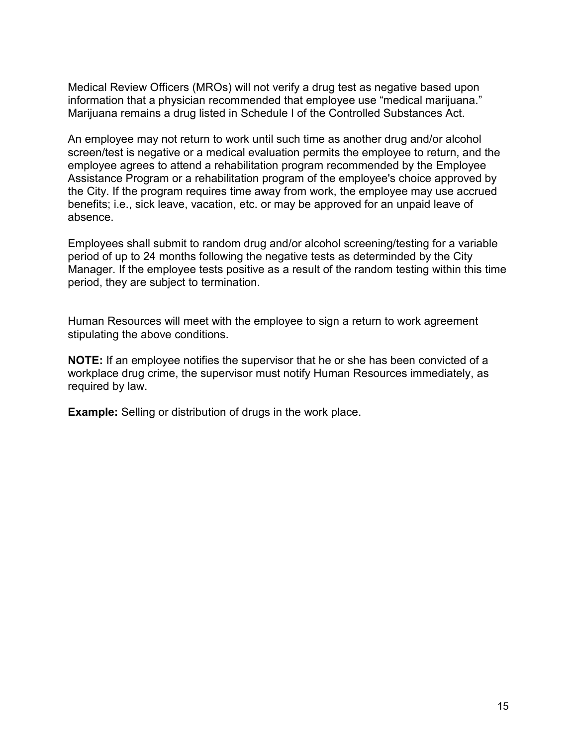Medical Review Officers (MROs) will not verify a drug test as negative based upon information that a physician recommended that employee use “medical marijuana.” Marijuana remains a drug listed in Schedule I of the Controlled Substances Act.

An employee may not return to work until such time as another drug and/or alcohol screen/test is negative or a medical evaluation permits the employee to return, and the employee agrees to attend a rehabilitation program recommended by the Employee Assistance Program or a rehabilitation program of the employee's choice approved by the City. If the program requires time away from work, the employee may use accrued benefits; i.e., sick leave, vacation, etc. or may be approved for an unpaid leave of absence.

Employees shall submit to random drug and/or alcohol screening/testing for a variable period of up to 24 months following the negative tests as determinded by the City Manager. If the employee tests positive as a result of the random testing within this time period, they are subject to termination.

Human Resources will meet with the employee to sign a return to work agreement stipulating the above conditions.

**NOTE:** If an employee notifies the supervisor that he or she has been convicted of a workplace drug crime, the supervisor must notify Human Resources immediately, as required by law.

**Example:** Selling or distribution of drugs in the work place.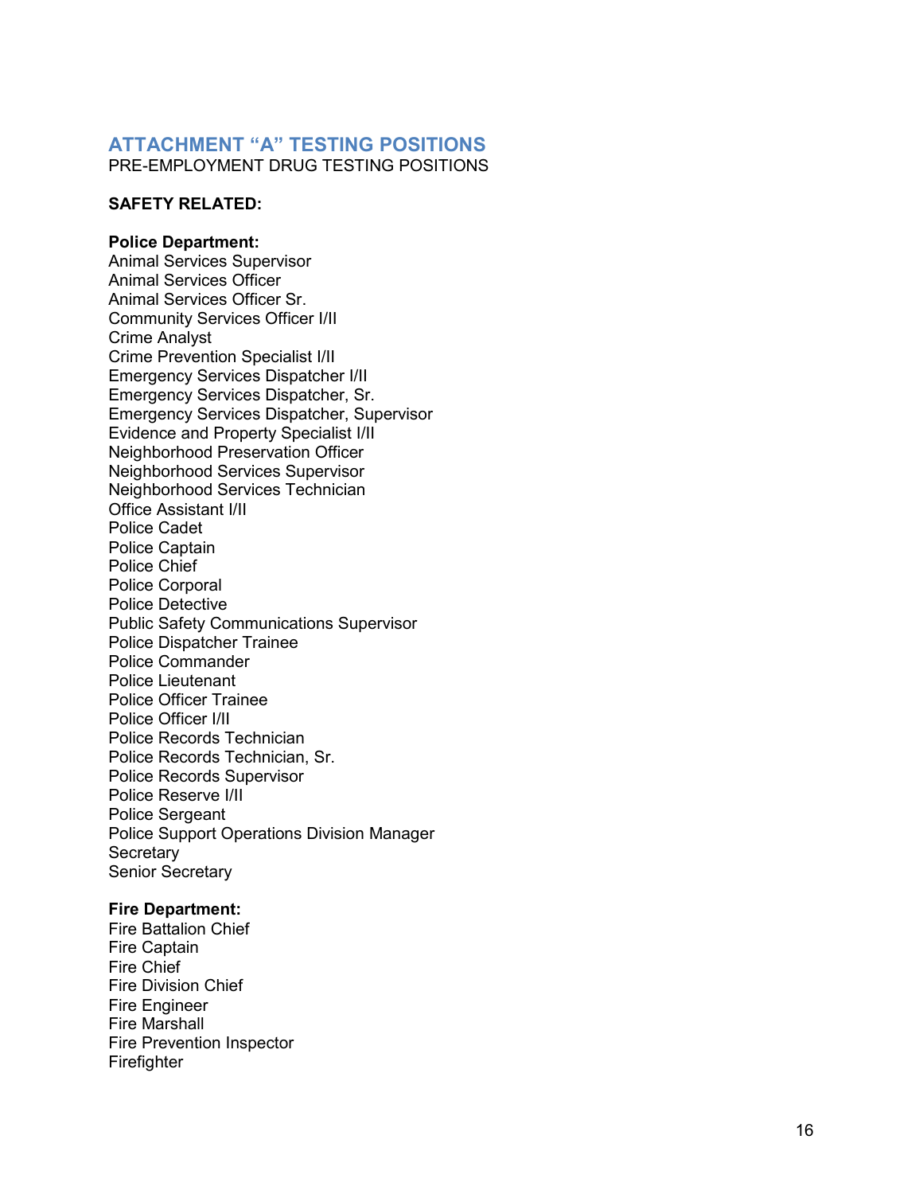## ATTACHMENT "A" TESTING POSITIONS

PRE-EMPLOYMENT DRUG TESTING POSITIONS

**SAFETY RELATED:**

**Police Department:**
Animal Services Supervisor
Animal Services Officer
Animal Services Officer Sr.
Community Services Officer I/II
Crime Analyst
Crime Prevention Specialist I/II
Emergency Services Dispatcher I/II
Emergency Services Dispatcher, Sr.
Emergency Services Dispatcher, Supervisor
Evidence and Property Specialist I/II
Neighborhood Preservation Officer
Neighborhood Services Supervisor
Neighborhood Services Technician
Office Assistant I/II
Police Cadet
Police Captain
Police Chief
Police Corporal
Police Detective
Public Safety Communications Supervisor
Police Dispatcher Trainee
Police Commander
Police Lieutenant
Police Officer Trainee
Police Officer I/II
Police Records Technician
Police Records Technician, Sr.
Police Records Supervisor
Police Reserve I/II
Police Sergeant
Police Support Operations Division Manager
Secretary
Senior Secretary

**Fire Department:**
Fire Battalion Chief
Fire Captain
Fire Chief
Fire Division Chief
Fire Engineer
Fire Marshall
Fire Prevention Inspector
Firefighter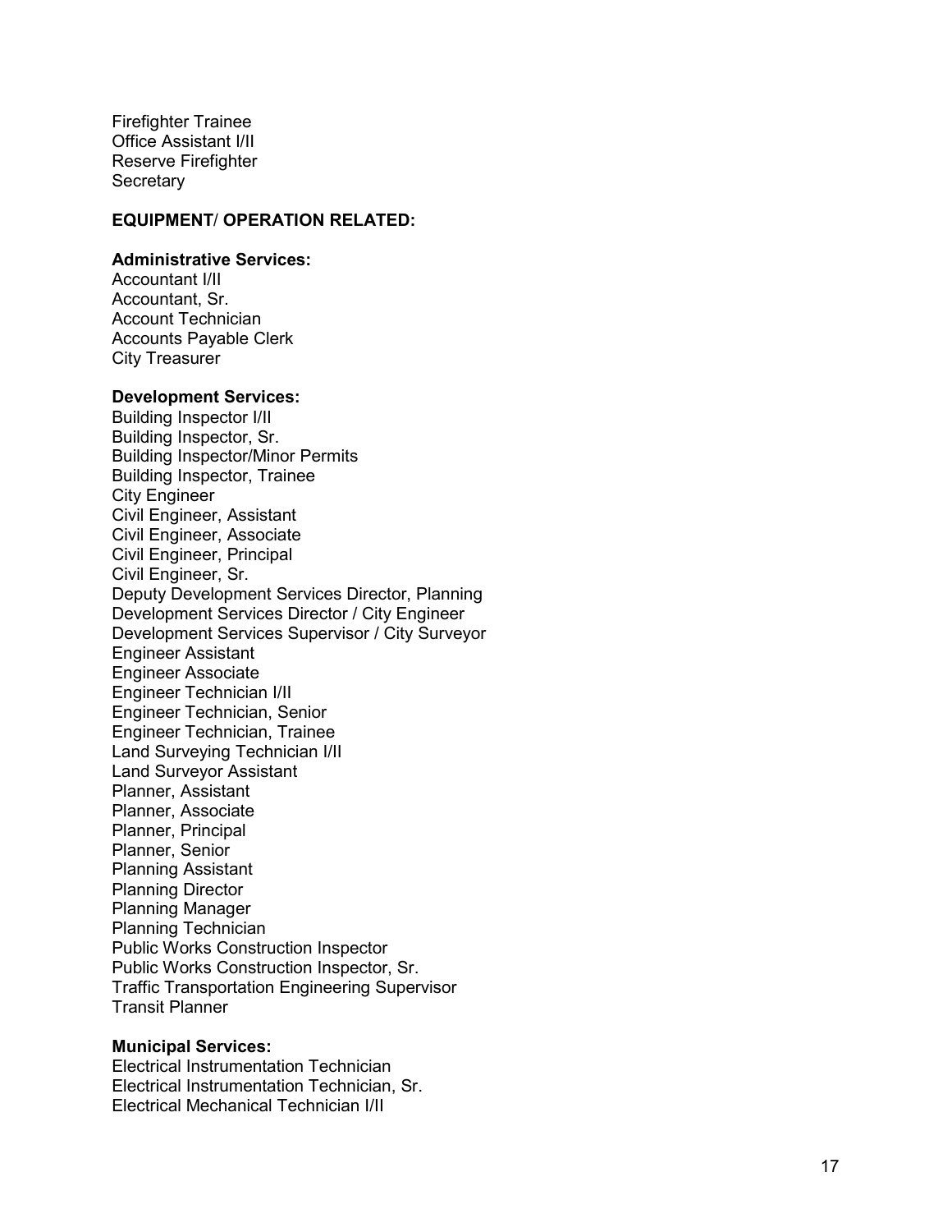Firefighter Trainee
Office Assistant I/II
Reserve Firefighter
Secretary

**EQUIPMENT/ OPERATION RELATED:**

**Administrative Services:**
Accountant I/II
Accountant, Sr.
Account Technician
Accounts Payable Clerk
City Treasurer

**Development Services:**
Building Inspector I/II
Building Inspector, Sr.
Building Inspector/Minor Permits
Building Inspector, Trainee
City Engineer
Civil Engineer, Assistant
Civil Engineer, Associate
Civil Engineer, Principal
Civil Engineer, Sr.
Deputy Development Services Director, Planning
Development Services Director / City Engineer
Development Services Supervisor / City Surveyor
Engineer Assistant
Engineer Associate
Engineer Technician I/II
Engineer Technician, Senior
Engineer Technician, Trainee
Land Surveying Technician I/II
Land Surveyor Assistant
Planner, Assistant
Planner, Associate
Planner, Principal
Planner, Senior
Planning Assistant
Planning Director
Planning Manager
Planning Technician
Public Works Construction Inspector
Public Works Construction Inspector, Sr.
Traffic Transportation Engineering Supervisor
Transit Planner

**Municipal Services:**
Electrical Instrumentation Technician
Electrical Instrumentation Technician, Sr.
Electrical Mechanical Technician I/II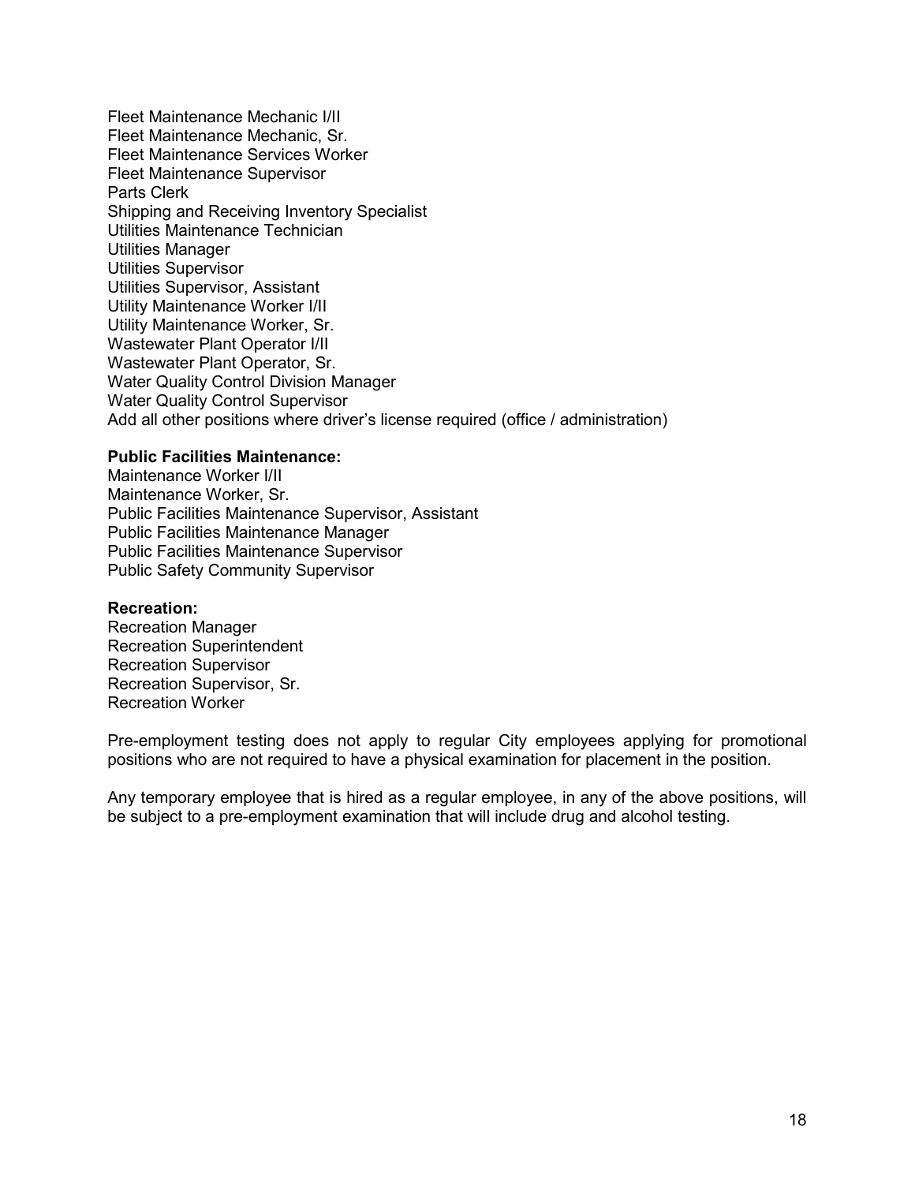Fleet Maintenance Mechanic I/II
Fleet Maintenance Mechanic, Sr.
Fleet Maintenance Services Worker
Fleet Maintenance Supervisor
Parts Clerk
Shipping and Receiving Inventory Specialist
Utilities Maintenance Technician
Utilities Manager
Utilities Supervisor
Utilities Supervisor, Assistant
Utility Maintenance Worker I/II
Utility Maintenance Worker, Sr.
Wastewater Plant Operator I/II
Wastewater Plant Operator, Sr.
Water Quality Control Division Manager
Water Quality Control Supervisor
Add all other positions where driver's license required (office / administration)

**Public Facilities Maintenance:**
Maintenance Worker I/II
Maintenance Worker, Sr.
Public Facilities Maintenance Supervisor, Assistant
Public Facilities Maintenance Manager
Public Facilities Maintenance Supervisor
Public Safety Community Supervisor

**Recreation:**
Recreation Manager
Recreation Superintendent
Recreation Supervisor
Recreation Supervisor, Sr.
Recreation Worker

Pre-employment testing does not apply to regular City employees applying for promotional positions who are not required to have a physical examination for placement in the position.

Any temporary employee that is hired as a regular employee, in any of the above positions, will be subject to a pre-employment examination that will include drug and alcohol testing.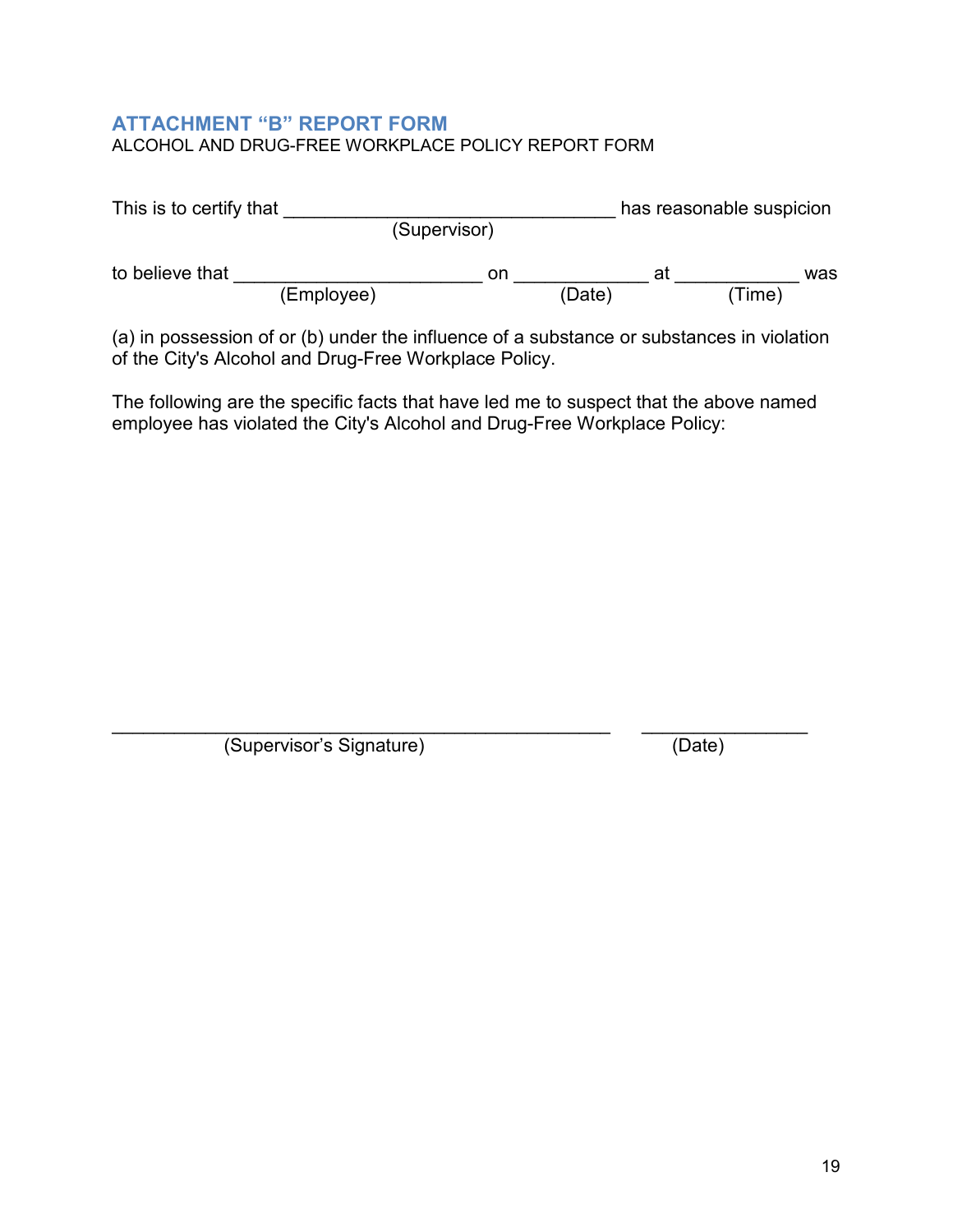## ATTACHMENT "B" REPORT FORM

ALCOHOL AND DRUG-FREE WORKPLACE POLICY REPORT FORM

This is to certify that ________________________________ has reasonable suspicion
(Supervisor)

to believe that ________________________ on _____________ at ____________ was
(Employee) (Date) (Time)

(a) in possession of or (b) under the influence of a substance or substances in violation of the City's Alcohol and Drug-Free Workplace Policy.

The following are the specific facts that have led me to suspect that the above named employee has violated the City's Alcohol and Drug-Free Workplace Policy:

________________________________________________ ________________
(Supervisor's Signature) (Date)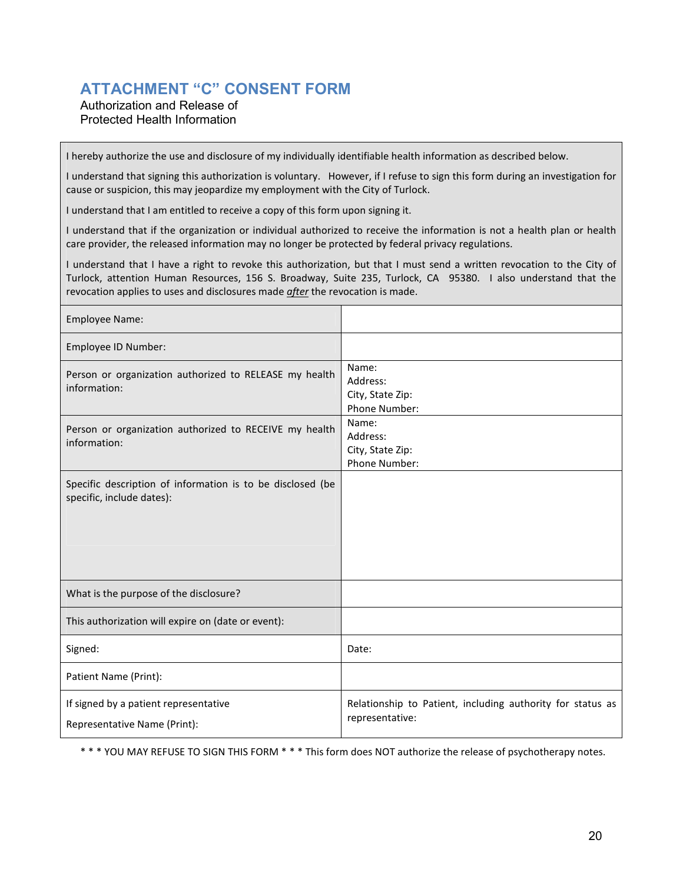# ATTACHMENT "C" CONSENT FORM

Authorization and Release of
Protected Health Information

I hereby authorize the use and disclosure of my individually identifiable health information as described below.

I understand that signing this authorization is voluntary. However, if I refuse to sign this form during an investigation for cause or suspicion, this may jeopardize my employment with the City of Turlock.

I understand that I am entitled to receive a copy of this form upon signing it.

I understand that if the organization or individual authorized to receive the information is not a health plan or health care provider, the released information may no longer be protected by federal privacy regulations.

I understand that I have a right to revoke this authorization, but that I must send a written revocation to the City of Turlock, attention Human Resources, 156 S. Broadway, Suite 235, Turlock, CA 95380. I also understand that the revocation applies to uses and disclosures made ***after*** the revocation is made.

| | |
|---|---|
| Employee Name: | |
| Employee ID Number: | |
| Person or organization authorized to RELEASE my health information: | Name:<br>Address:<br>City, State Zip:<br>Phone Number: |
| Person or organization authorized to RECEIVE my health information: | Name:<br>Address:<br>City, State Zip:<br>Phone Number: |
| Specific description of information is to be disclosed (be specific, include dates): | |
| What is the purpose of the disclosure? | |
| This authorization will expire on (date or event): | |
| Signed: | Date: |
| Patient Name (Print): | |
| If signed by a patient representative<br>Representative Name (Print): | Relationship to Patient, including authority for status as representative: |

\* \* \* YOU MAY REFUSE TO SIGN THIS FORM \* \* \* This form does NOT authorize the release of psychotherapy notes.